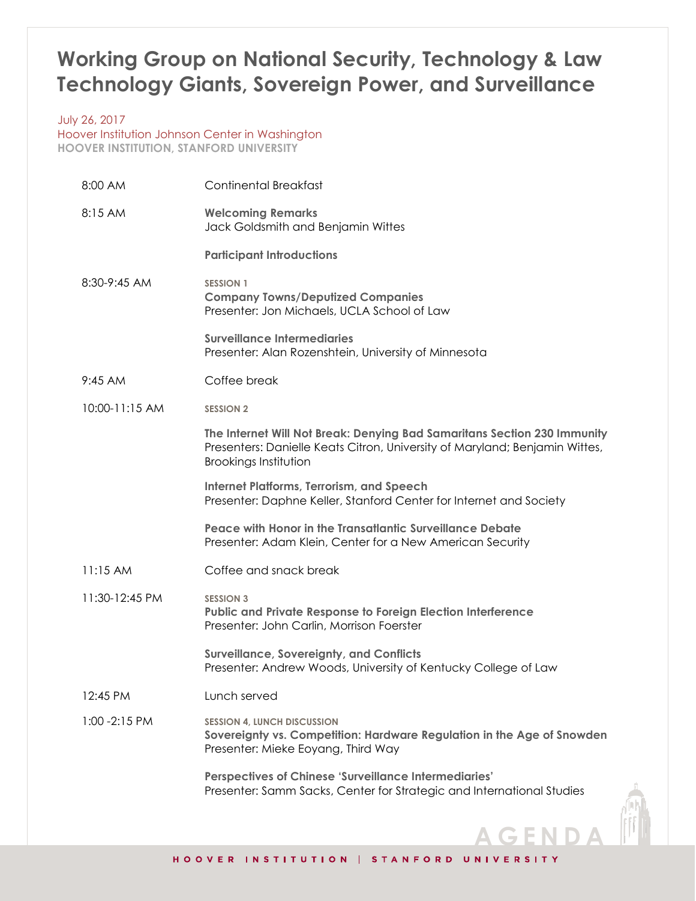# Working Group on National Security, Technology & Law
# Technology Giants, Sovereign Power, and Surveillance

July 26, 2017
Hoover Institution Johnson Center in Washington
**HOOVER INSTITUTION, STANFORD UNIVERSITY**

| | |
|---|---|
| 8:00 AM | Continental Breakfast |
| 8:15 AM | **Welcoming Remarks**<br>Jack Goldsmith and Benjamin Wittes<br><br>**Participant Introductions** |
| 8:30-9:45 AM | **SESSION 1**<br>**Company Towns/Deputized Companies**<br>Presenter: Jon Michaels, UCLA School of Law<br><br>**Surveillance Intermediaries**<br>Presenter: Alan Rozenshtein, University of Minnesota |
| 9:45 AM | Coffee break |
| 10:00-11:15 AM | **SESSION 2**<br><br>**The Internet Will Not Break: Denying Bad Samaritans Section 230 Immunity**<br>Presenters: Danielle Keats Citron, University of Maryland; Benjamin Wittes, Brookings Institution<br><br>**Internet Platforms, Terrorism, and Speech**<br>Presenter: Daphne Keller, Stanford Center for Internet and Society<br><br>**Peace with Honor in the Transatlantic Surveillance Debate**<br>Presenter: Adam Klein, Center for a New American Security |
| 11:15 AM | Coffee and snack break |
| 11:30-12:45 PM | **SESSION 3**<br>**Public and Private Response to Foreign Election Interference**<br>Presenter: John Carlin, Morrison Foerster<br><br>**Surveillance, Sovereignty, and Conflicts**<br>Presenter: Andrew Woods, University of Kentucky College of Law |
| 12:45 PM | Lunch served |
| 1:00 -2:15 PM | **SESSION 4, LUNCH DISCUSSION**<br>**Sovereignty vs. Competition: Hardware Regulation in the Age of Snowden**<br>Presenter: Mieke Eoyang, Third Way<br><br>**Perspectives of Chinese 'Surveillance Intermediaries'**<br>Presenter: Samm Sacks, Center for Strategic and International Studies |

AGENDA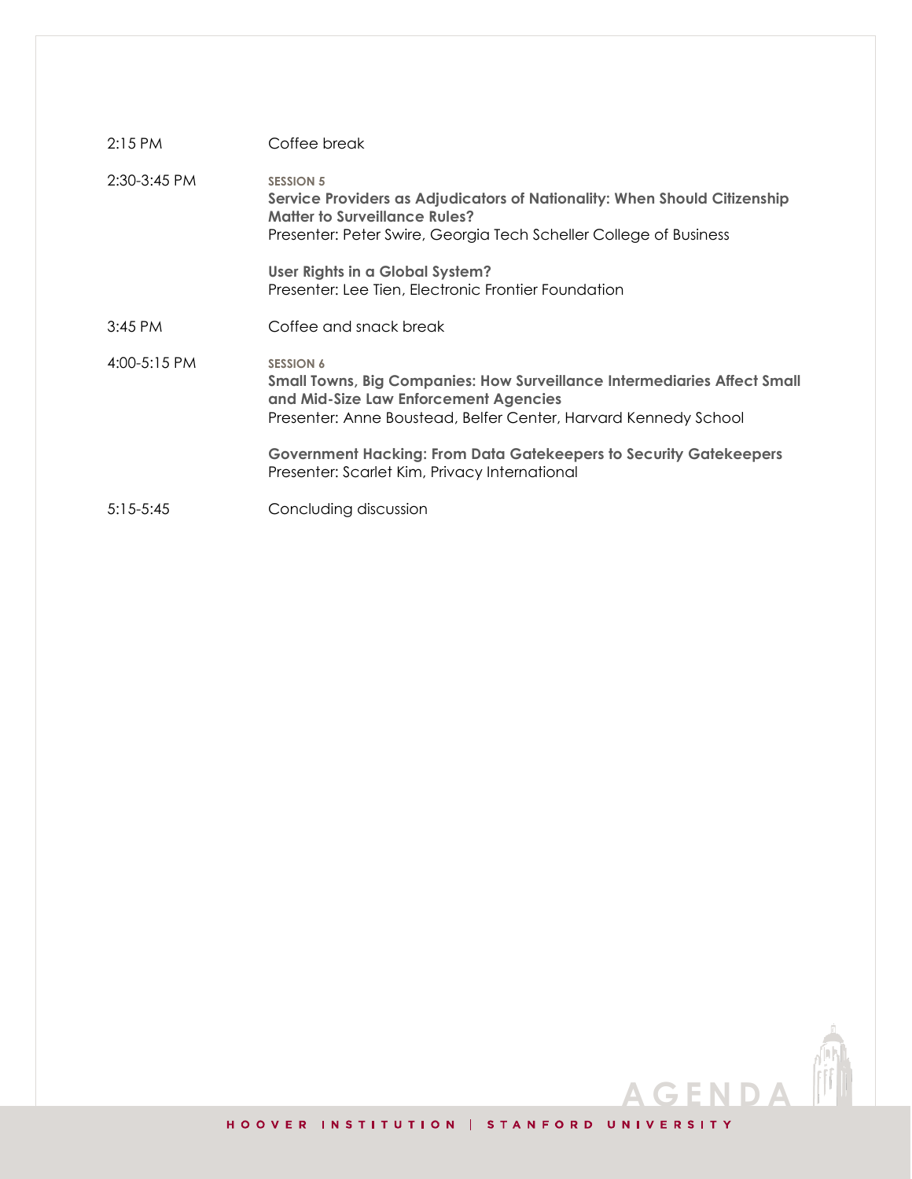| | |
|---|---|
| 2:15 PM | Coffee break |
| 2:30-3:45 PM | **SESSION 5**<br>**Service Providers as Adjudicators of Nationality: When Should Citizenship Matter to Surveillance Rules?**<br>Presenter: Peter Swire, Georgia Tech Scheller College of Business<br><br>**User Rights in a Global System?**<br>Presenter: Lee Tien, Electronic Frontier Foundation |
| 3:45 PM | Coffee and snack break |
| 4:00-5:15 PM | **SESSION 6**<br>**Small Towns, Big Companies: How Surveillance Intermediaries Affect Small and Mid-Size Law Enforcement Agencies**<br>Presenter: Anne Boustead, Belfer Center, Harvard Kennedy School<br><br>**Government Hacking: From Data Gatekeepers to Security Gatekeepers**<br>Presenter: Scarlet Kim, Privacy International |
| 5:15-5:45 | Concluding discussion |